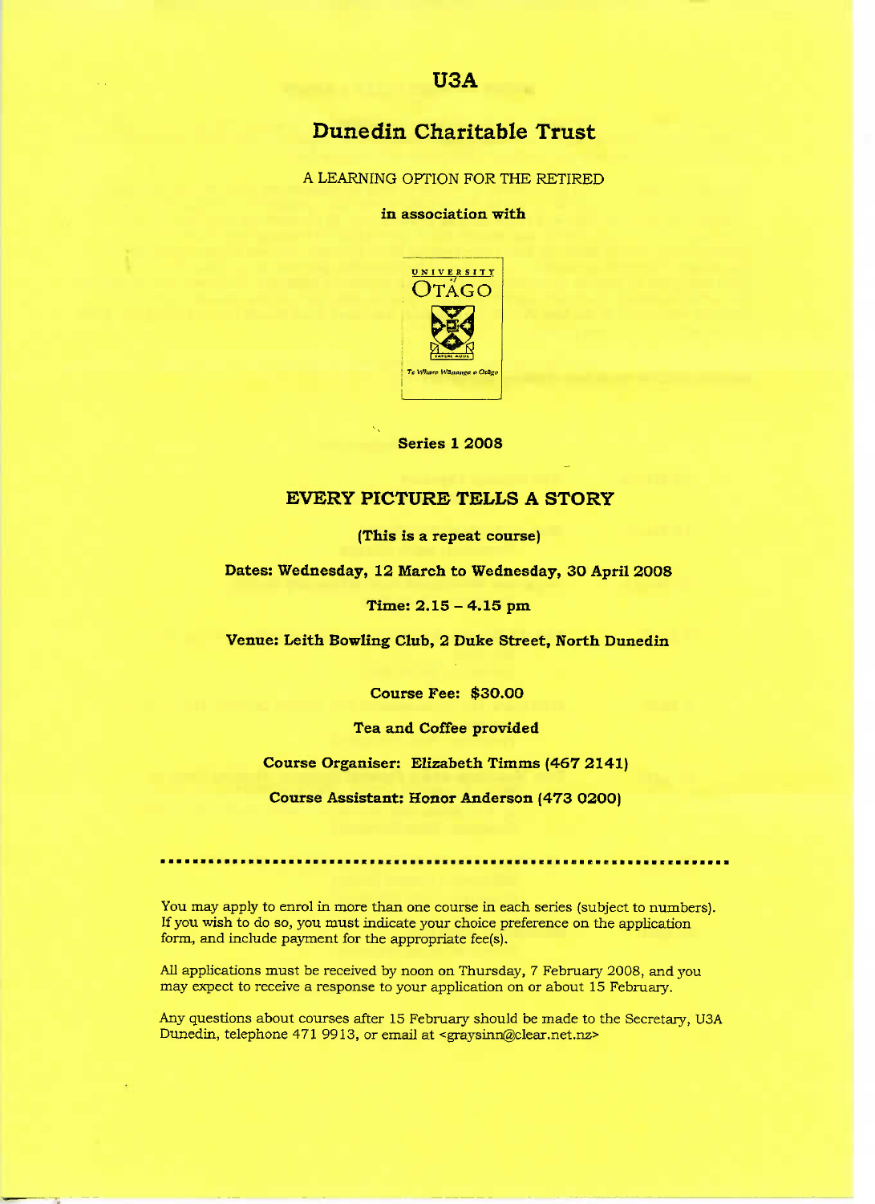# U3A

## Dunedin Charitable Trust

A LEARNING OPTION FOR THE RETIRED

**in association with**

UNIVERSITY of OTAGO

Te Whare Wānanga o Otāgo

**Series 1 2008**

## EVERY PICTURE TELLS A STORY

**(This is a repeat course)**

**Dates: Wednesday, 12 March to Wednesday, 30 April 2008**

**Time: 2.15 – 4.15 pm**

**Venue: Leith Bowling Club, 2 Duke Street, North Dunedin**

**Course Fee: $30.00**

**Tea and Coffee provided**

**Course Organiser: Elizabeth Timms (467 2141)**

**Course Assistant: Honor Anderson (473 0200)**

---

You may apply to enrol in more than one course in each series (subject to numbers). If you wish to do so, you must indicate your choice preference on the application form, and include payment for the appropriate fee(s).

All applications must be received by noon on Thursday, 7 February 2008, and you may expect to receive a response to your application on or about 15 February.

Any questions about courses after 15 February should be made to the Secretary, U3A Dunedin, telephone 471 9913, or email at <graysinn@clear.net.nz>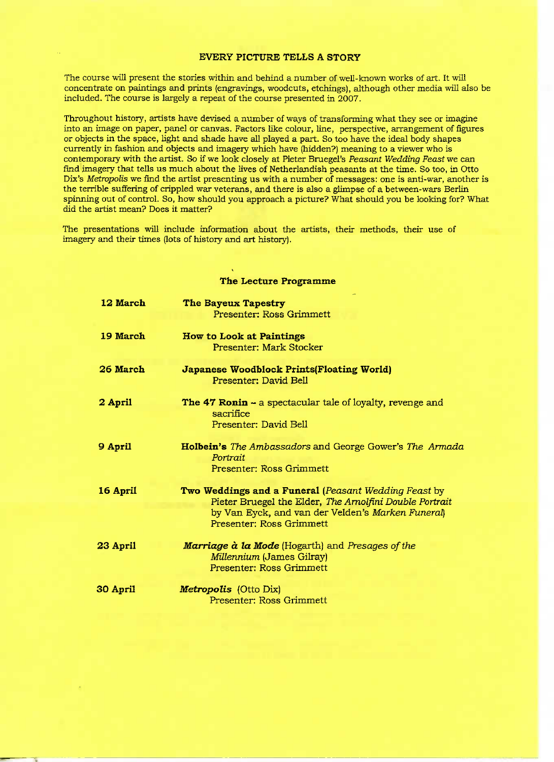# EVERY PICTURE TELLS A STORY

The course will present the stories within and behind a number of well-known works of art. It will concentrate on paintings and prints (engravings, woodcuts, etchings), although other media will also be included. The course is largely a repeat of the course presented in 2007.

Throughout history, artists have devised a number of ways of transforming what they see or imagine into an image on paper, panel or canvas. Factors like colour, line, perspective, arrangement of figures or objects in the space, light and shade have all played a part. So too have the ideal body shapes currently in fashion and objects and imagery which have (hidden?) meaning to a viewer who is contemporary with the artist. So if we look closely at Pieter Bruegel's *Peasant Wedding Feast* we can find imagery that tells us much about the lives of Netherlandish peasants at the time. So too, in Otto Dix's *Metropolis* we find the artist presenting us with a number of messages: one is anti-war, another is the terrible suffering of crippled war veterans, and there is also a glimpse of a between-wars Berlin spinning out of control. So, how should you approach a picture? What should you be looking for? What did the artist mean? Does it matter?

The presentations will include information about the artists, their methods, their use of imagery and their times (lots of history and art history).

## The Lecture Programme

| | |
|---|---|
| **12 March** | **The Bayeux Tapestry**<br>Presenter: Ross Grimmett |
| **19 March** | **How to Look at Paintings**<br>Presenter: Mark Stocker |
| **26 March** | **Japanese Woodblock Prints(Floating World)**<br>Presenter: David Bell |
| **2 April** | **The 47 Ronin** – a spectacular tale of loyalty, revenge and sacrifice<br>Presenter: David Bell |
| **9 April** | **Holbein's** *The Ambassadors* and George Gower's *The Armada Portrait*<br>Presenter: Ross Grimmett |
| **16 April** | **Two Weddings and a Funeral** (*Peasant Wedding Feast* by Pieter Bruegel the Elder, *The Arnolfini Double Portrait* by Van Eyck, and van der Velden's *Marken Funeral*)<br>Presenter: Ross Grimmett |
| **23 April** | ***Marriage à la Mode*** (Hogarth) and *Presages of the Millennium* (James Gilray)<br>Presenter: Ross Grimmett |
| **30 April** | ***Metropolis*** (Otto Dix)<br>Presenter: Ross Grimmett |